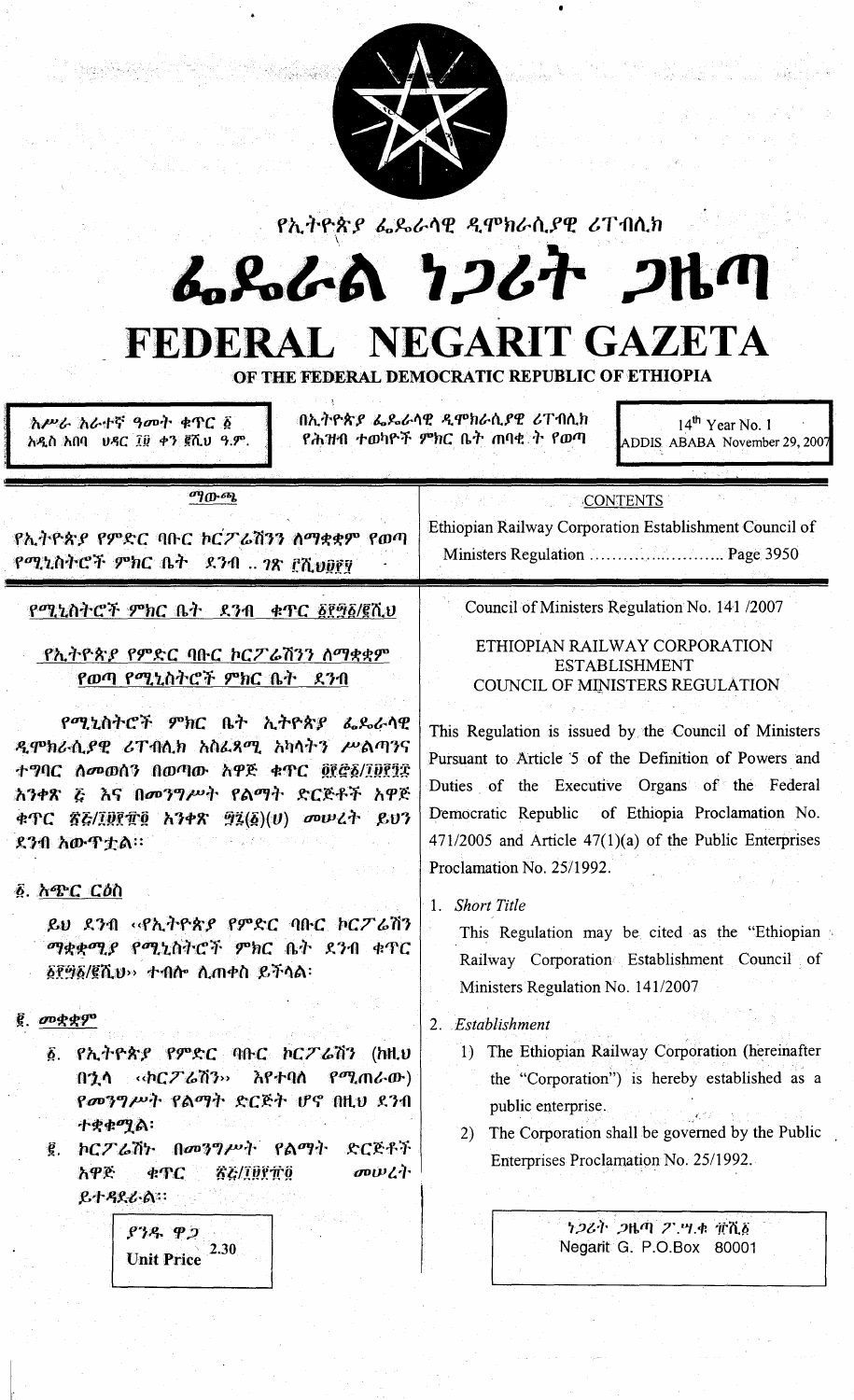የኢትዮጵያ ፌዴራላዊ ዲሞክራሲያዊ ሪፐብሊክ

# ፌዴራል ነጋሪት ጋዜጣ

# FEDERAL NEGARIT GAZETA

OF THE FEDERAL DEMOCRATIC REPUBLIC OF ETHIOPIA

አሥራ አራተኛ ዓመት ቁጥር ፩
አዲስ አበባ ህዳር ፲፱ ቀን ፪ሺህ ዓ.ም.

በኢትዮጵያ ፌዴራላዊ ዲሞክራሲያዊ ሪፐብሊክ
የሕዝብ ተወካዮች ምክር ቤት ጠባቂነት የወጣ

14th Year No. 1
ADDIS ABABA November 29, 2007

| ማውጫ | CONTENTS |
|---|---|
| የኢትዮጵያ የምድር ባቡር ኮርፖሬሽንን ለማቋቋም የወጣ የሚኒስትሮች ምክር ቤት ደንብ .. ገጽ ፫ሺ፱፻፶ | Ethiopian Railway Corporation Establishment Council of Ministers Regulation ........................ Page 3950 |

## የሚኒስትሮች ምክር ቤት ደንብ ቁጥር ፩፻፵፩/፪ሺህ

## የኢትዮጵያ የምድር ባቡር ኮርፖሬሽንን ለማቋቋም የወጣ የሚኒስትሮች ምክር ቤት ደንብ

የሚኒስትሮች ምክር ቤት ኢትዮጵያ ፌዴራላዊ ዲሞክራሲያዊ ሪፐብሊክ አስፈጻሚ አካላትን ሥልጣንና ተግባር ለመወሰን በወጣው አዋጅ ቁጥር ፬፻፸፩/፲፱፻፺፯ አንቀጽ ፭ እና በመንግሥት የልማት ድርጅቶች አዋጅ ቁጥር ፳፭/፲፱፻፹፬ አንቀጽ ፵፯(፩)(ሀ) መሠረት ይህን ደንብ አውጥቷል።

### ፩. አጭር ርዕስ

ይህ ደንብ «የኢትዮጵያ የምድር ባቡር ኮርፖሬሽን ማቋቋሚያ የሚኒስትሮች ምክር ቤት ደንብ ቁጥር ፩፻፵፩/፪ሺህ» ተብሎ ሊጠቀስ ይችላል።

### ፪. መቋቋም

፩. የኢትዮጵያ የምድር ባቡር ኮርፖሬሽን (ከዚህ በኋላ «ኮርፖሬሽን» እየተባለ የሚጠራው) የመንግሥት የልማት ድርጅት ሆኖ በዚህ ደንብ ተቋቁሟል።

፪. ኮርፖሬሽኑ በመንግሥት የልማት ድርጅቶች አዋጅ ቁጥር ፳፭/፲፱፻፹፬ መሠረት ይተዳደራል።

## Council of Ministers Regulation No. 141 /2007

## ETHIOPIAN RAILWAY CORPORATION ESTABLISHMENT COUNCIL OF MINISTERS REGULATION

This Regulation is issued by the Council of Ministers Pursuant to Article 5 of the Definition of Powers and Duties of the Executive Organs of the Federal Democratic Republic of Ethiopia Proclamation No. 471/2005 and Article 47(1)(a) of the Public Enterprises Proclamation No. 25/1992.

### 1. *Short Title*

This Regulation may be cited as the "Ethiopian Railway Corporation Establishment Council of Ministers Regulation No. 141/2007

### 2. *Establishment*

1) The Ethiopian Railway Corporation (hereinafter the "Corporation") is hereby established as a public enterprise.
2) The Corporation shall be governed by the Public Enterprises Proclamation No. 25/1992.

ያንዱ ዋጋ
Unit Price 2.30

ነጋሪት ጋዜጣ ፖ.ሣ.ቁ ፹ሺ፩
Negarit G. P.O.Box 80001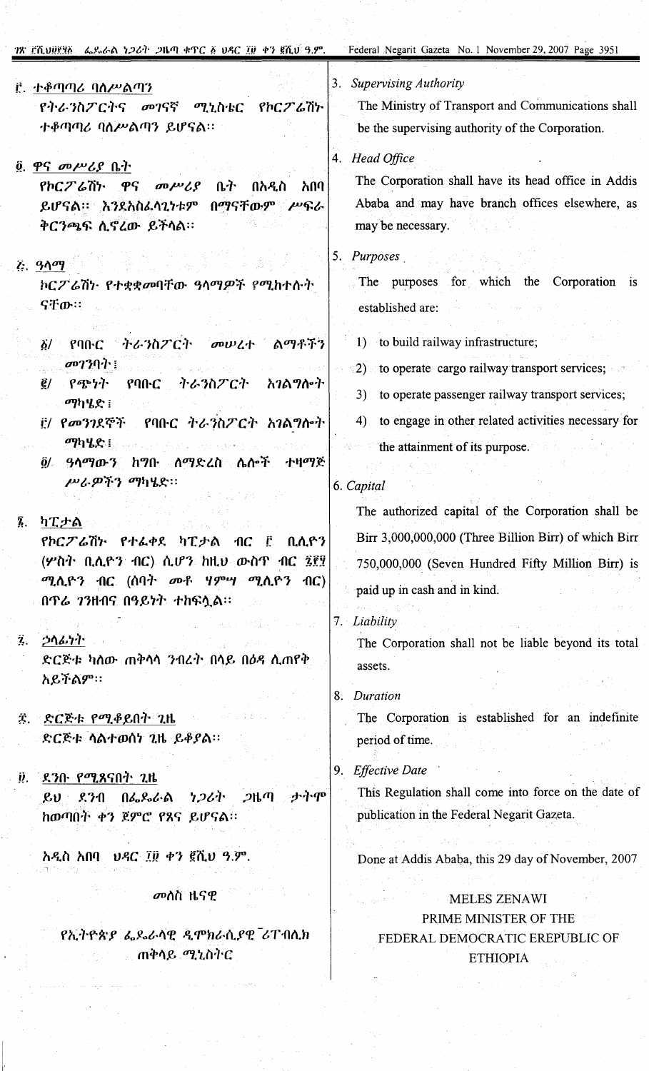፫. ተቆጣጣሪ ባለሥልጣን

የትራንስፖርትና መገናኛ ሚኒስቴር የኮርፖሬሽኑ ተቆጣጣሪ ባለሥልጣን ይሆናል፡፡

፬. ዋና መሥሪያ ቤት

የኮርፖሬሽኑ ዋና መሥሪያ ቤት በአዲስ አበባ ይሆናል፡፡ እንደአስፈላጊነቱም በማናቸውም ሥፍራ ቅርንጫፍ ሊኖረው ይችላል፡፡

፭. ዓላማ

ኮርፖሬሽኑ የተቋቋመባቸው ዓላማዎች የሚከተሉት ናቸው፡፡

፩/ የባቡር ትራንስፖርት መሠረተ ልማቶችን መገንባት፤

፪/ የጭነት የባቡር ትራንስፖርት አገልግሎት ማካሄድ፤

፫/ የመንገደኞች የባቡር ትራንስፖርት አገልግሎት ማካሄድ፤

፬/ ዓላማውን ከግቡ ለማድረስ ሌሎች ተዛማጅ ሥራዎችን ማካሄድ፡፡

፮. ካፒታል

የኮርፖሬሽኑ የተፈቀደ ካፒታል ብር ፫ ቢሊዮን (ሦስት ቢሊዮን ብር) ሲሆን ከዚህ ውስጥ ብር ፯፻፶ ሚሊዮን ብር (ሰባት መቶ ሃምሣ ሚሊዮን ብር) በጥሬ ገንዘብና በዓይነት ተከፍሏል፡፡

፯. ኃላፊነት

ድርጅቱ ካለው ጠቅላላ ንብረት በላይ በዕዳ ሊጠየቅ አይችልም፡፡

፰. ድርጅቱ የሚቆይበት ጊዜ

ድርጅቱ ላልተወሰነ ጊዜ ይቆያል፡፡

፱. ደንቡ የሚጸናበት ጊዜ

ይህ ደንብ በፌዴራል ነጋሪት ጋዜጣ ታትሞ ከወጣበት ቀን ጀምሮ የጸና ይሆናል፡፡

አዲስ አበባ ህዳር ፲፱ ቀን ፪ሺህ ዓ.ም.

መለስ ዜናዊ

የኢትዮጵያ ፌዴራላዊ ዲሞክራሲያዊ ሪፐብሊክ ጠቅላይ ሚኒስትር

3. *Supervising Authority*

The Ministry of Transport and Communications shall be the supervising authority of the Corporation.

4. *Head Office*

The Corporation shall have its head office in Addis Ababa and may have branch offices elsewhere, as may be necessary.

5. *Purposes*

The purposes for which the Corporation is established are:

1) to build railway infrastructure;
2) to operate cargo railway transport services;
3) to operate passenger railway transport services;
4) to engage in other related activities necessary for the attainment of its purpose.

6. *Capital*

The authorized capital of the Corporation shall be Birr 3,000,000,000 (Three Billion Birr) of which Birr 750,000,000 (Seven Hundred Fifty Million Birr) is paid up in cash and in kind.

7. *Liability*

The Corporation shall not be liable beyond its total assets.

8. *Duration*

The Corporation is established for an indefinite period of time.

9. *Effective Date*

This Regulation shall come into force on the date of publication in the Federal Negarit Gazeta.

Done at Addis Ababa, this 29 day of November, 2007

MELES ZENAWI

PRIME MINISTER OF THE FEDERAL DEMOCRATIC EREPUBLIC OF ETHIOPIA